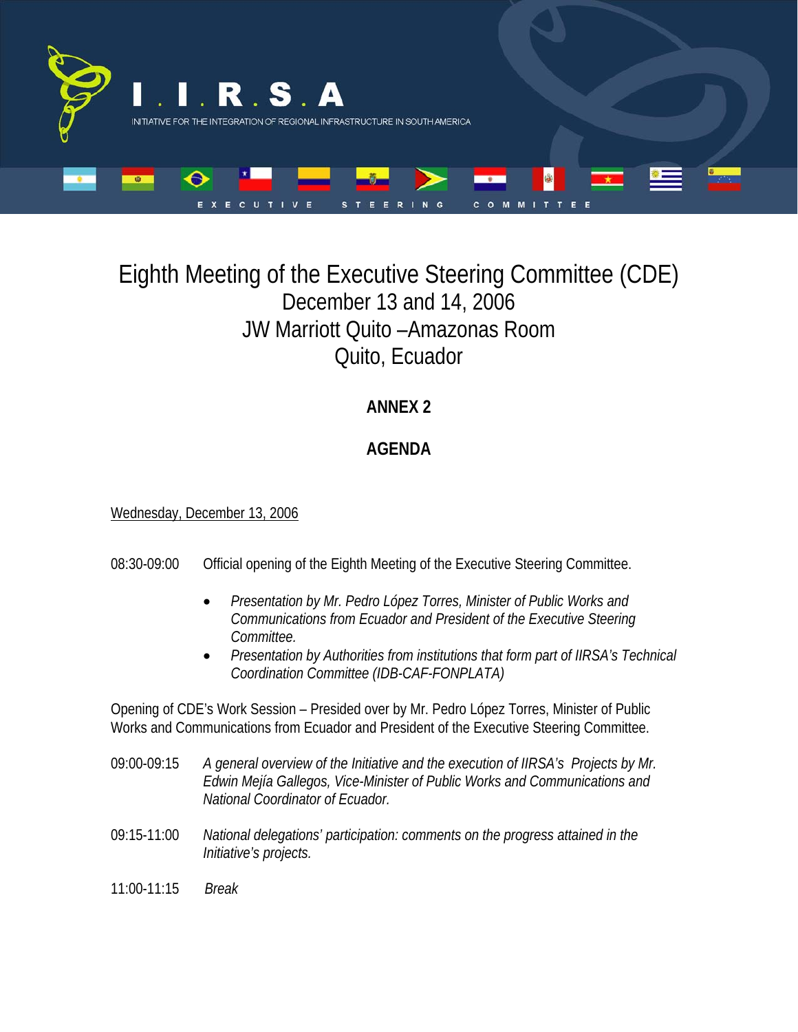I . I . R . S . A

INITIATIVE FOR THE INTEGRATION OF REGIONAL INFRASTRUCTURE IN SOUTH AMERICA

EXECUTIVE STEERING COMMITTEE

# Eighth Meeting of the Executive Steering Committee (CDE)
## December 13 and 14, 2006
## JW Marriott Quito –Amazonas Room
## Quito, Ecuador

**ANNEX 2**

**AGENDA**

Wednesday, December 13, 2006

08:30-09:00 Official opening of the Eighth Meeting of the Executive Steering Committee.

- *Presentation by Mr. Pedro López Torres, Minister of Public Works and Communications from Ecuador and President of the Executive Steering Committee.*
- *Presentation by Authorities from institutions that form part of IIRSA's Technical Coordination Committee (IDB-CAF-FONPLATA)*

Opening of CDE's Work Session – Presided over by Mr. Pedro López Torres, Minister of Public Works and Communications from Ecuador and President of the Executive Steering Committee.

09:00-09:15 *A general overview of the Initiative and the execution of IIRSA's Projects by Mr. Edwin Mejía Gallegos, Vice-Minister of Public Works and Communications and National Coordinator of Ecuador.*

09:15-11:00 *National delegations' participation: comments on the progress attained in the Initiative's projects.*

11:00-11:15 *Break*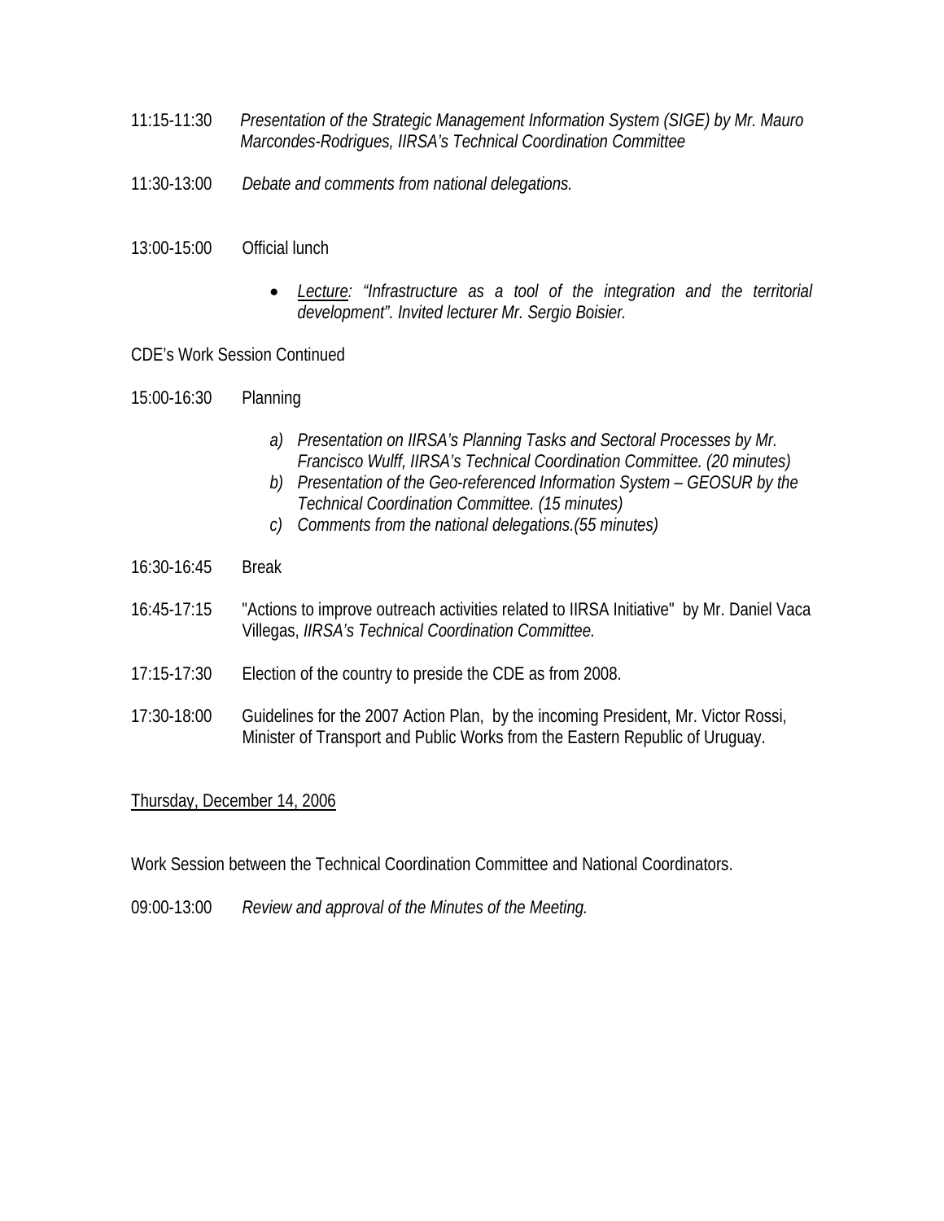11:15-11:30 *Presentation of the Strategic Management Information System (SIGE) by Mr. Mauro Marcondes-Rodrigues, IIRSA's Technical Coordination Committee*

11:30-13:00 *Debate and comments from national delegations.*

13:00-15:00 Official lunch

- *<u>Lecture</u>: "Infrastructure as a tool of the integration and the territorial development". Invited lecturer Mr. Sergio Boisier.*

CDE's Work Session Continued

15:00-16:30 Planning

*a) Presentation on IIRSA's Planning Tasks and Sectoral Processes by Mr. Francisco Wulff, IIRSA's Technical Coordination Committee. (20 minutes)*
*b) Presentation of the Geo-referenced Information System – GEOSUR by the Technical Coordination Committee. (15 minutes)*
*c) Comments from the national delegations.(55 minutes)*

16:30-16:45 Break

16:45-17:15 "Actions to improve outreach activities related to IIRSA Initiative" by Mr. Daniel Vaca Villegas, *IIRSA's Technical Coordination Committee.*

17:15-17:30 Election of the country to preside the CDE as from 2008.

17:30-18:00 Guidelines for the 2007 Action Plan, by the incoming President, Mr. Victor Rossi, Minister of Transport and Public Works from the Eastern Republic of Uruguay.

<u>Thursday, December 14, 2006</u>

Work Session between the Technical Coordination Committee and National Coordinators.

09:00-13:00 *Review and approval of the Minutes of the Meeting.*